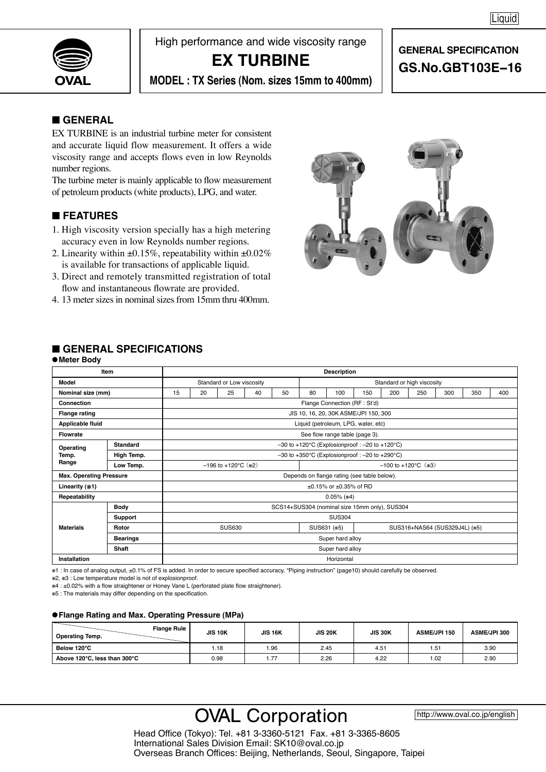Liquid

OVAL

High performance and wide viscosity range

# EX TURBINE

**MODEL : TX Series (Nom. sizes 15mm to 400mm)**

**GENERAL SPECIFICATION**
**GS.No.GBT103E–16**

## ■ GENERAL

EX TURBINE is an industrial turbine meter for consistent and accurate liquid flow measurement. It offers a wide viscosity range and accepts flows even in low Reynolds number regions.

The turbine meter is mainly applicable to flow measurement of petroleum products (white products), LPG, and water.

## ■ FEATURES

1. High viscosity version specially has a high metering accuracy even in low Reynolds number regions.
2. Linearity within ±0.15%, repeatability within ±0.02% is available for transactions of applicable liquid.
3. Direct and remotely transmitted registration of total flow and instantaneous flowrate are provided.
4. 13 meter sizes in nominal sizes from 15mm thru 400mm.

## ■ GENERAL SPECIFICATIONS

### ●Meter Body

| Item | | Description | | | | | | | | | | | | |
|---|---|---|---|---|---|---|---|---|---|---|---|---|---|---|
| Model | | Standard or Low viscosity | | | | | Standard or high viscosity | | | | | | | |
| Nominal size (mm) | | 15 | 20 | 25 | 40 | 50 | 80 | 100 | 150 | 200 | 250 | 300 | 350 | 400 |
| Connection | | Flange Connection (RF : St'd) | | | | | | | | | | | | |
| Flange rating | | JIS 10, 16, 20, 30K ASME/JPI 150, 300 | | | | | | | | | | | | |
| Applicable fluid | | Liquid (petroleum, LPG, water, etc) | | | | | | | | | | | | |
| Flowrate | | See flow range table (page 3). | | | | | | | | | | | | |
| Operating Temp. Range | Standard | –30 to +120°C (Explosionproof : –20 to +120°C) | | | | | | | | | | | | |
| | High Temp. | –30 to +350°C (Explosionproof : –20 to +290°C) | | | | | | | | | | | | |
| | Low Temp. | –196 to +120°C (※2) | | | | | –100 to +120°C (※3) | | | | | | | |
| Max. Operating Pressure | | Depends on flange rating (see table below). | | | | | | | | | | | | |
| Linearity (※1) | | ±0.15% or ±0.35% of RD | | | | | | | | | | | | |
| Repeatability | | 0.05% (※4) | | | | | | | | | | | | |
| Materials | Body | SCS14+SUS304 (nominal size 15mm only), SUS304 | | | | | | | | | | | | |
| | Support | SUS304 | | | | | | | | | | | | |
| | Rotor | SUS630 | | | | | SUS631 (※5) | | SUS316+NAS64 (SUS329J4L) (※5) | | | | | |
| | Bearings | Super hard alloy | | | | | | | | | | | | |
| | Shaft | Super hard alloy | | | | | | | | | | | | |
| Installation | | Horizontal | | | | | | | | | | | | |

※1 : In case of analog output, ±0.1% of FS is added. In order to secure specified accuracy, "Piping instruction" (page10) should carefully be observed.
※2, ※3 : Low temperature model is not of explosionproof.
※4 : ±0.02% with a flow straightener or Honey Vane L (perforated plate flow straightener).
※5 : The materials may differ depending on the specification.

### ●Flange Rating and Max. Operating Pressure (MPa)

| Operating Temp. \ Flange Rule | JIS 10K | JIS 16K | JIS 20K | JIS 30K | ASME/JPI 150 | ASME/JPI 300 |
|---|---|---|---|---|---|---|
| Below 120°C | 1.18 | 1.96 | 2.45 | 4.51 | 1.51 | 3.90 |
| Above 120°C, less than 300°C | 0.98 | 1.77 | 2.26 | 4.22 | 1.02 | 2.90 |

# OVAL Corporation

http://www.oval.co.jp/english

Head Office (Tokyo): Tel. +81 3-3360-5121 Fax. +81 3-3365-8605
International Sales Division Email: SK10@oval.co.jp
Overseas Branch Offices: Beijing, Netherlands, Seoul, Singapore, Taipei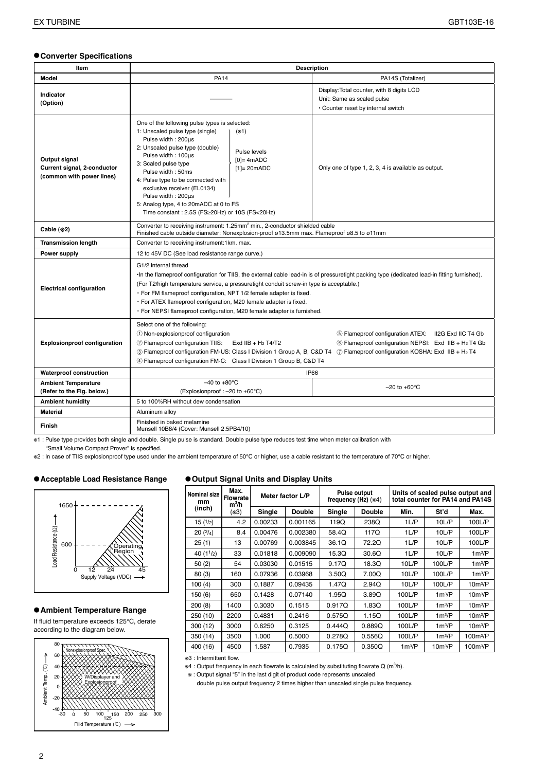## ●Converter Specifications

| Item | Description | |
|---|---|---|
| Model | PA14 | PA14S (Totalizer) |
| Indicator (Option) | ——— | Display:Total counter, with 8 digits LCD<br>Unit: Same as scaled pulse<br>• Counter reset by internal switch |
| Output signal<br>Current signal, 2-conductor (common with power lines) | One of the following pulse types is selected:<br>1: Unscaled pulse type (single) (※1)<br>Pulse width : 200µs<br>2: Unscaled pulse type (double)<br>Pulse width : 100µs<br>3: Scaled pulse type<br>Pulse width : 50ms<br>4: Pulse type to be connected with exclusive receiver (EL0134)<br>Pulse width : 200µs<br>(Pulse levels [0]= 4mADC [1]= 20mADC)<br>5: Analog type, 4 to 20mADC at 0 to FS<br>Time constant : 2.5S (FS≥20Hz) or 10S (FS<20Hz) | Only one of type 1, 2, 3, 4 is available as output. |
| Cable (※2) | Converter to receiving instrument: 1.25mm² min., 2-conductor shielded cable<br>Finished cable outside diameter: Nonexplosion-proof ø13.5mm max. Flameproof ø8.5 to ø11mm | |
| Transmission length | Converter to receiving instrument:1km. max. | |
| Power supply | 12 to 45V DC (See load resistance range curve.) | |
| Electrical configuration | G1/2 internal thread<br>•In the flameproof configuration for TIIS, the external cable lead-in is of pressuretight packing type (dedicated lead-in fitting furnished).<br>(For T2/high temperature service, a pressuretight conduit screw-in type is acceptable.)<br>• For FM flameproof configuration, NPT 1/2 female adapter is fixed.<br>• For ATEX flameproof configuration, M20 female adapter is fixed.<br>• For NEPSI flameproof configuration, M20 female adapter is furnished. | |
| Explosionproof configuration | Select one of the following:<br>① Non-explosionproof configuration<br>② Flameproof configuration TIIS: Exd IIB + $H_2$ T4/T2<br>③ Flameproof configuration FM-US: Class I Division 1 Group A, B, C&D T4<br>④ Flameproof configuration FM-C: Class I Division 1 Group B, C&D T4<br>⑤ Flameproof configuration ATEX: II2G Exd IIC T4 Gb<br>⑥ Flameproof configuration NEPSI: Exd IIB + $H_2$ T4 Gb<br>⑦ Flameproof configuration KOSHA: Exd IIB + $H_2$ T4 | |
| Waterproof construction | IP66 | |
| Ambient Temperature (Refer to the Fig. below.) | −40 to +80°C<br>(Explosionproof : −20 to +60°C) | −20 to +60°C |
| Ambient humidity | 5 to 100%RH without dew condensation | |
| Material | Aluminum alloy | |
| Finish | Finished in baked melamine<br>Munsell 10B8/4 (Cover: Munsell 2.5PB4/10) | |

※1 : Pulse type provides both single and double. Single pulse is standard. Double pulse type reduces test time when meter calibration with "Small Volume Compact Prover" is specified.

※2 : In case of TIIS explosionproof type used under the ambient temperature of 50°C or higher, use a cable resistant to the temperature of 70°C or higher.

## ●Acceptable Load Resistance Range

Load Resistance (Ω): 1650, 600 — Supply Voltage (VDC): 0, 12, 24, 45 — Operating Region

## ●Ambient Temperature Range

If fluid temperature exceeds 125°C, derate according to the diagram below.

Ambient Temp. (°C) vs Fliid Temperature (°C) — Nonexplosionproof Spec.; W/Displayer and Explosionproof

## ●Output Signal Units and Display Units

| Nominal size mm (inch) | Max. Flowrate m³/h (※3) | Meter factor L/P | | Pulse output frequency (Hz) (※4) | | Units of scaled pulse output and total counter for PA14 and PA14S | | |
|---|---|---|---|---|---|---|---|---|
| | | Single | Double | Single | Double | Min. | St'd | Max. |
| 15 (1/2) | 4.2 | 0.00233 | 0.001165 | 119Q | 238Q | 1L/P | 10L/P | 100L/P |
| 20 (3/4) | 8.4 | 0.00476 | 0.002380 | 58.4Q | 117Q | 1L/P | 10L/P | 100L/P |
| 25 (1) | 13 | 0.00769 | 0.003845 | 36.1Q | 72.2Q | 1L/P | 10L/P | 100L/P |
| 40 (1 1/2) | 33 | 0.01818 | 0.009090 | 15.3Q | 30.6Q | 1L/P | 10L/P | 1m³/P |
| 50 (2) | 54 | 0.03030 | 0.01515 | 9.17Q | 18.3Q | 10L/P | 100L/P | 1m³/P |
| 80 (3) | 160 | 0.07936 | 0.03968 | 3.50Q | 7.00Q | 10L/P | 100L/P | 1m³/P |
| 100 (4) | 300 | 0.1887 | 0.09435 | 1.47Q | 2.94Q | 10L/P | 100L/P | 10m³/P |
| 150 (6) | 650 | 0.1428 | 0.07140 | 1.95Q | 3.89Q | 100L/P | 1m³/P | 10m³/P |
| 200 (8) | 1400 | 0.3030 | 0.1515 | 0.917Q | 1.83Q | 100L/P | 1m³/P | 10m³/P |
| 250 (10) | 2200 | 0.4831 | 0.2416 | 0.575Q | 1.15Q | 100L/P | 1m³/P | 10m³/P |
| 300 (12) | 3000 | 0.6250 | 0.3125 | 0.444Q | 0.889Q | 100L/P | 1m³/P | 10m³/P |
| 350 (14) | 3500 | 1.000 | 0.5000 | 0.278Q | 0.556Q | 100L/P | 1m³/P | 100m³/P |
| 400 (16) | 4500 | 1.587 | 0.7935 | 0.175Q | 0.350Q | 1m³/P | 10m³/P | 100m³/P |

※3 : Intermittent flow.

※4 : Output frequency in each flowrate is calculated by substituting flowrate Q (m³/h).

※ : Output signal "5" in the last digit of product code represents unscaled double pulse output frequency 2 times higher than unscaled single pulse frequency.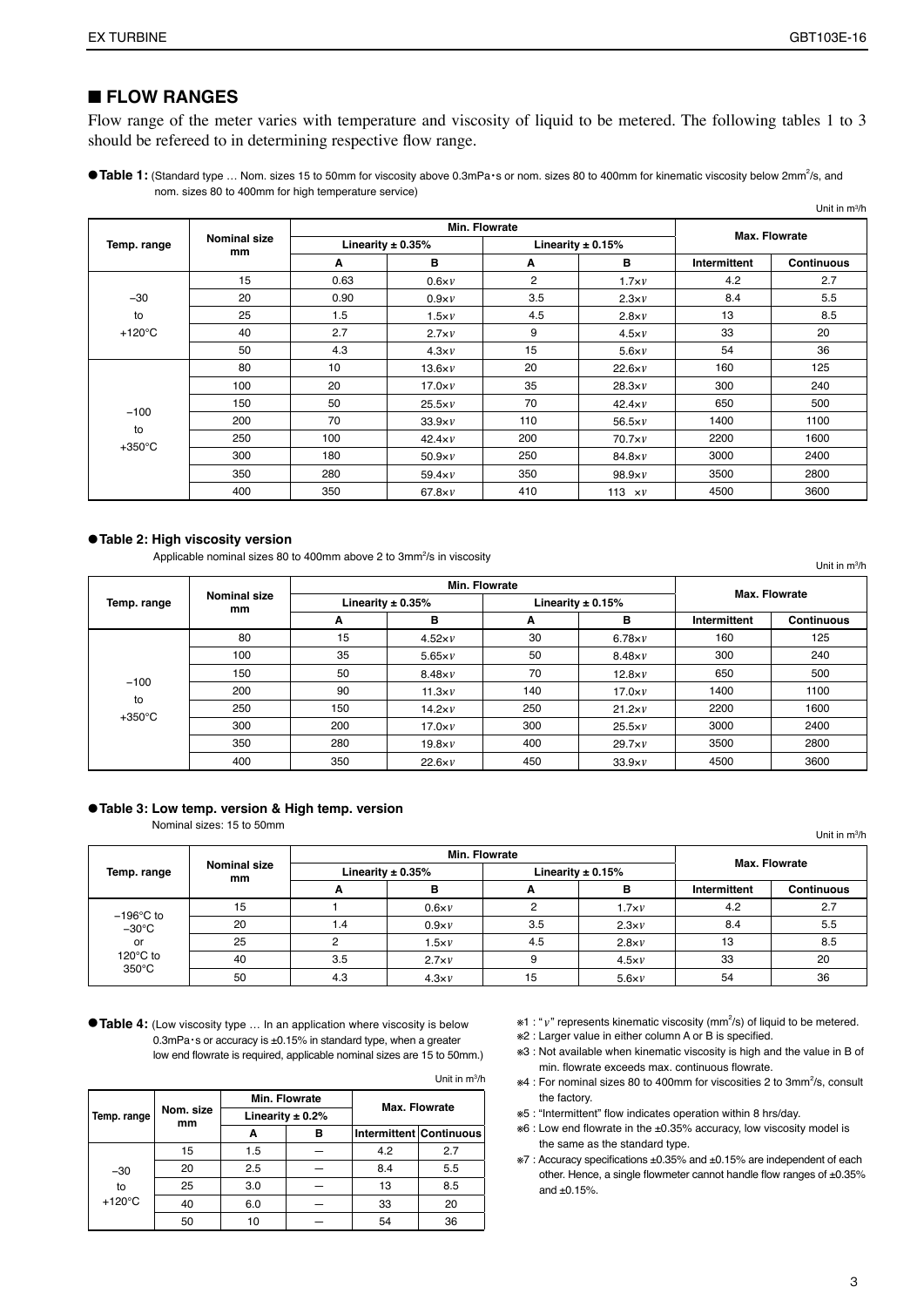## ■ FLOW RANGES

Flow range of the meter varies with temperature and viscosity of liquid to be metered. The following tables 1 to 3 should be refereed to in determining respective flow range.

●**Table 1:** (Standard type … Nom. sizes 15 to 50mm for viscosity above 0.3mPa・s or nom. sizes 80 to 400mm for kinematic viscosity below 2mm²/s, and nom. sizes 80 to 400mm for high temperature service)

Unit in m³/h

| Temp. range | Nominal size mm | Min. Flowrate | | | | Max. Flowrate | |
|---|---|---|---|---|---|---|---|
| | | Linearity ± 0.35% | | Linearity ± 0.15% | | | |
| | | A | B | A | B | Intermittent | Continuous |
| −30 to +120°C | 15 | 0.63 | $0.6\times\nu$ | 2 | $1.7\times\nu$ | 4.2 | 2.7 |
| | 20 | 0.90 | $0.9\times\nu$ | 3.5 | $2.3\times\nu$ | 8.4 | 5.5 |
| | 25 | 1.5 | $1.5\times\nu$ | 4.5 | $2.8\times\nu$ | 13 | 8.5 |
| | 40 | 2.7 | $2.7\times\nu$ | 9 | $4.5\times\nu$ | 33 | 20 |
| | 50 | 4.3 | $4.3\times\nu$ | 15 | $5.6\times\nu$ | 54 | 36 |
| −100 to +350°C | 80 | 10 | $13.6\times\nu$ | 20 | $22.6\times\nu$ | 160 | 125 |
| | 100 | 20 | $17.0\times\nu$ | 35 | $28.3\times\nu$ | 300 | 240 |
| | 150 | 50 | $25.5\times\nu$ | 70 | $42.4\times\nu$ | 650 | 500 |
| | 200 | 70 | $33.9\times\nu$ | 110 | $56.5\times\nu$ | 1400 | 1100 |
| | 250 | 100 | $42.4\times\nu$ | 200 | $70.7\times\nu$ | 2200 | 1600 |
| | 300 | 180 | $50.9\times\nu$ | 250 | $84.8\times\nu$ | 3000 | 2400 |
| | 350 | 280 | $59.4\times\nu$ | 350 | $98.9\times\nu$ | 3500 | 2800 |
| | 400 | 350 | $67.8\times\nu$ | 410 | $113\times\nu$ | 4500 | 3600 |

●**Table 2: High viscosity version**

Applicable nominal sizes 80 to 400mm above 2 to 3mm²/s in viscosity

Unit in m³/h

| Temp. range | Nominal size mm | Min. Flowrate | | | | Max. Flowrate | |
|---|---|---|---|---|---|---|---|
| | | Linearity ± 0.35% | | Linearity ± 0.15% | | | |
| | | A | B | A | B | Intermittent | Continuous |
| −100 to +350°C | 80 | 15 | $4.52\times\nu$ | 30 | $6.78\times\nu$ | 160 | 125 |
| | 100 | 35 | $5.65\times\nu$ | 50 | $8.48\times\nu$ | 300 | 240 |
| | 150 | 50 | $8.48\times\nu$ | 70 | $12.8\times\nu$ | 650 | 500 |
| | 200 | 90 | $11.3\times\nu$ | 140 | $17.0\times\nu$ | 1400 | 1100 |
| | 250 | 150 | $14.2\times\nu$ | 250 | $21.2\times\nu$ | 2200 | 1600 |
| | 300 | 200 | $17.0\times\nu$ | 300 | $25.5\times\nu$ | 3000 | 2400 |
| | 350 | 280 | $19.8\times\nu$ | 400 | $29.7\times\nu$ | 3500 | 2800 |
| | 400 | 350 | $22.6\times\nu$ | 450 | $33.9\times\nu$ | 4500 | 3600 |

●**Table 3: Low temp. version & High temp. version**

Nominal sizes: 15 to 50mm

Unit in m³/h

| Temp. range | Nominal size mm | Min. Flowrate | | | | Max. Flowrate | |
|---|---|---|---|---|---|---|---|
| | | Linearity ± 0.35% | | Linearity ± 0.15% | | | |
| | | A | B | A | B | Intermittent | Continuous |
| −196°C to −30°C or 120°C to 350°C | 15 | 1 | $0.6\times\nu$ | 2 | $1.7\times\nu$ | 4.2 | 2.7 |
| | 20 | 1.4 | $0.9\times\nu$ | 3.5 | $2.3\times\nu$ | 8.4 | 5.5 |
| | 25 | 2 | $1.5\times\nu$ | 4.5 | $2.8\times\nu$ | 13 | 8.5 |
| | 40 | 3.5 | $2.7\times\nu$ | 9 | $4.5\times\nu$ | 33 | 20 |
| | 50 | 4.3 | $4.3\times\nu$ | 15 | $5.6\times\nu$ | 54 | 36 |

●**Table 4:** (Low viscosity type … In an application where viscosity is below 0.3mPa・s or accuracy is ±0.15% in standard type, when a greater low end flowrate is required, applicable nominal sizes are 15 to 50mm.)

Unit in m³/h

| Temp. range | Nom. size mm | Min. Flowrate | | Max. Flowrate | |
|---|---|---|---|---|---|
| | | Linearity ± 0.2% | | | |
| | | A | B | Intermittent | Continuous |
| −30 to +120°C | 15 | 1.5 | — | 4.2 | 2.7 |
| | 20 | 2.5 | — | 8.4 | 5.5 |
| | 25 | 3.0 | — | 13 | 8.5 |
| | 40 | 6.0 | — | 33 | 20 |
| | 50 | 10 | — | 54 | 36 |

※1 : "$\nu$" represents kinematic viscosity (mm²/s) of liquid to be metered.

※2 : Larger value in either column A or B is specified.

※3 : Not available when kinematic viscosity is high and the value in B of min. flowrate exceeds max. continuous flowrate.

※4 : For nominal sizes 80 to 400mm for viscosities 2 to 3mm²/s, consult the factory.

※5 : "Intermittent" flow indicates operation within 8 hrs/day.

※6 : Low end flowrate in the ±0.35% accuracy, low viscosity model is the same as the standard type.

※7 : Accuracy specifications ±0.35% and ±0.15% are independent of each other. Hence, a single flowmeter cannot handle flow ranges of ±0.35% and ±0.15%.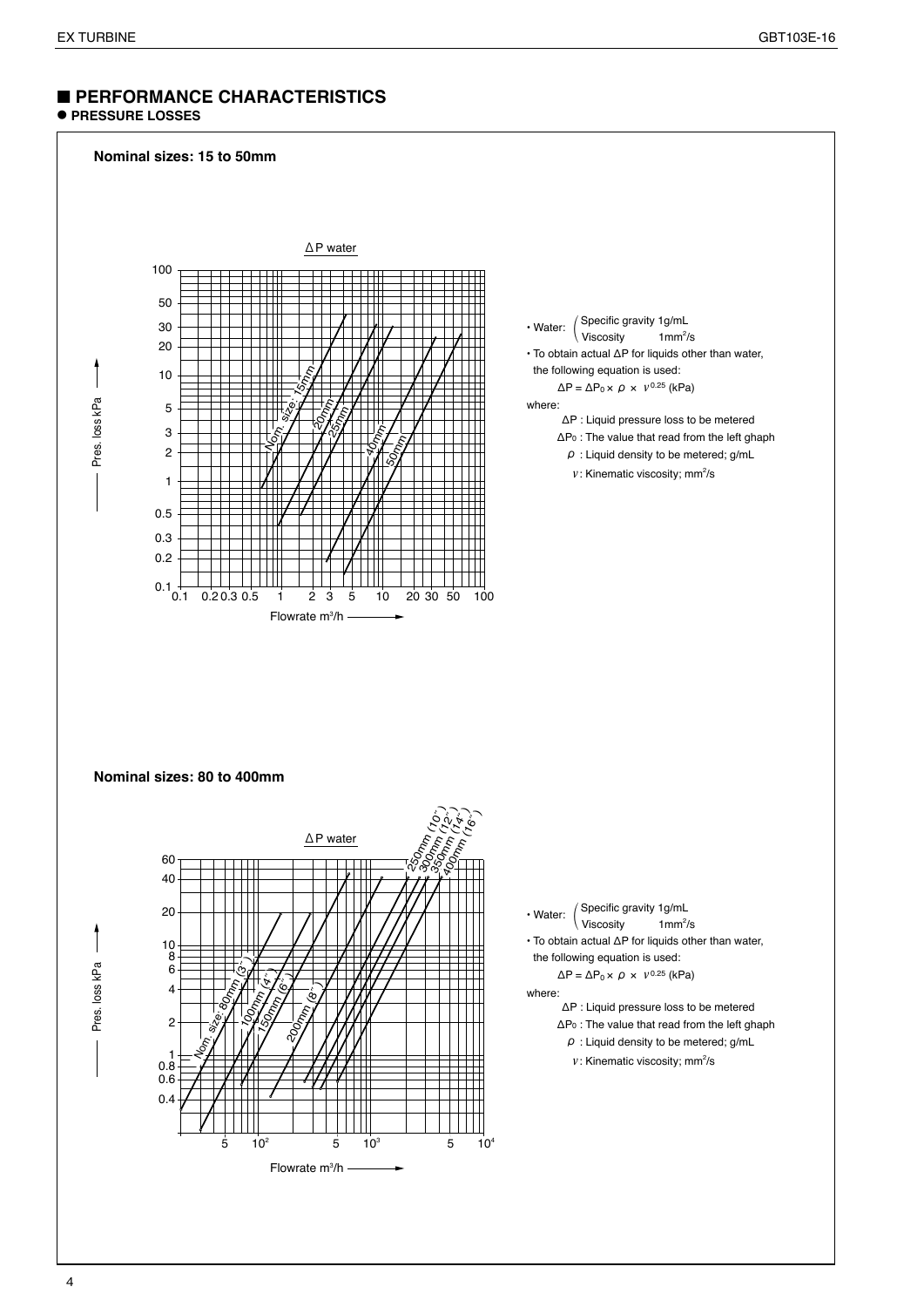## ■ PERFORMANCE CHARACTERISTICS

**● PRESSURE LOSSES**

**Nominal sizes: 15 to 50mm**

ΔP water

- Water: (Specific gravity 1g/mL, Viscosity 1mm²/s)
- To obtain actual ΔP for liquids other than water, the following equation is used:

$$\Delta P = \Delta P_0 \times \rho \times \nu^{0.25} \text{ (kPa)}$$

where:

- $\Delta P$ : Liquid pressure loss to be metered
- $\Delta P_0$ : The value that read from the left ghaph
- $\rho$ : Liquid density to be metered; g/mL
- $\nu$ : Kinematic viscosity; mm²/s

**Nominal sizes: 80 to 400mm**

ΔP water

- Water: (Specific gravity 1g/mL, Viscosity 1mm²/s)
- To obtain actual ΔP for liquids other than water, the following equation is used:

$$\Delta P = \Delta P_0 \times \rho \times \nu^{0.25} \text{ (kPa)}$$

where:

- $\Delta P$ : Liquid pressure loss to be metered
- $\Delta P_0$ : The value that read from the left ghaph
- $\rho$ : Liquid density to be metered; g/mL
- $\nu$ : Kinematic viscosity; mm²/s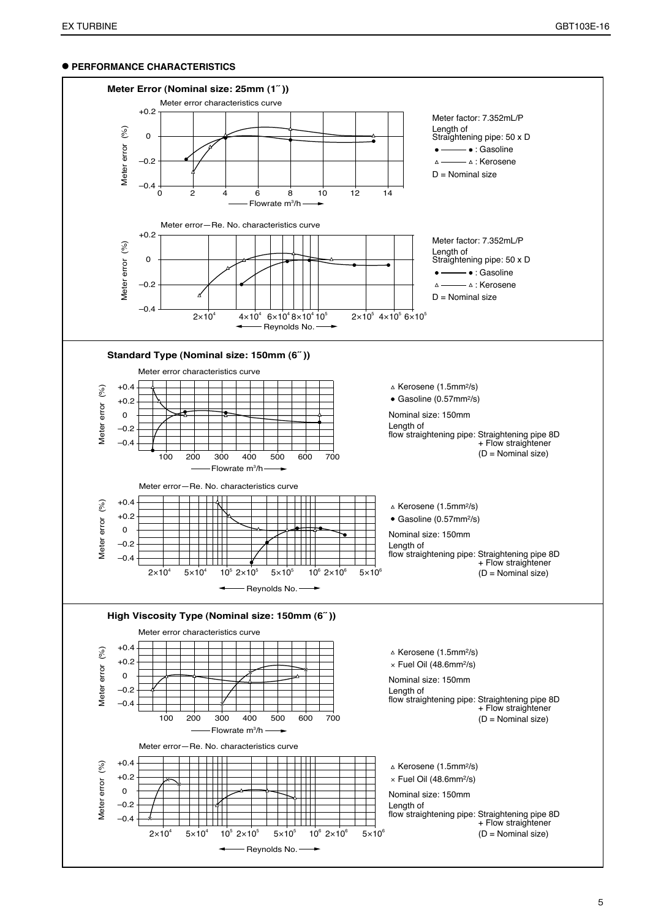## ● PERFORMANCE CHARACTERISTICS

### Meter Error (Nominal size: 25mm (1˝))

Meter error characteristics curve

Meter factor: 7.352mL/P
Length of Straightening pipe: 50 x D
● ——— ● : Gasoline
△ ——— △ : Kerosene
D = Nominal size

Meter error—Re. No. characteristics curve

Meter factor: 7.352mL/P
Length of Straightening pipe: 50 x D
● ——— ● : Gasoline
△ ——— △ : Kerosene
D = Nominal size

### Standard Type (Nominal size: 150mm (6˝))

Meter error characteristics curve

△ Kerosene (1.5mm²/s)
● Gasoline (0.57mm²/s)
Nominal size: 150mm
Length of flow straightening pipe: Straightening pipe 8D + Flow straightener
(D = Nominal size)

Meter error—Re. No. characteristics curve

△ Kerosene (1.5mm²/s)
● Gasoline (0.57mm²/s)
Nominal size: 150mm
Length of flow straightening pipe: Straightening pipe 8D + Flow straightener
(D = Nominal size)

### High Viscosity Type (Nominal size: 150mm (6˝))

Meter error characteristics curve

△ Kerosene (1.5mm²/s)
× Fuel Oil (48.6mm²/s)
Nominal size: 150mm
Length of flow straightening pipe: Straightening pipe 8D + Flow straightener
(D = Nominal size)

Meter error—Re. No. characteristics curve

△ Kerosene (1.5mm²/s)
× Fuel Oil (48.6mm²/s)
Nominal size: 150mm
Length of flow straightening pipe: Straightening pipe 8D + Flow straightener
(D = Nominal size)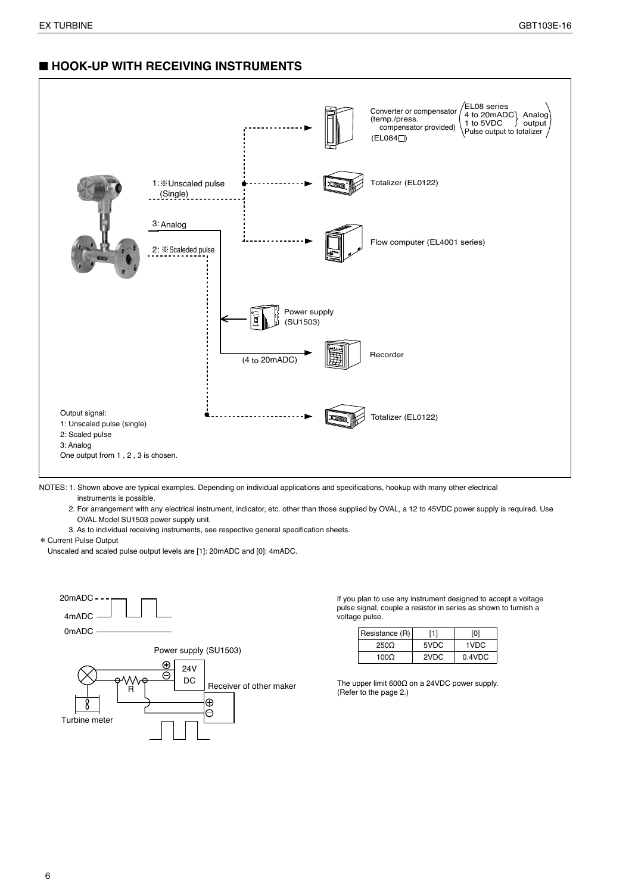## ■ HOOK-UP WITH RECEIVING INSTRUMENTS

1: ※Unscaled pulse (Single)

3: Analog

2: ※Scaleded pulse

Converter or compensator (temp./press. compensator provided) (EL084□) — EL08 series: 4 to 20mADC, 1 to 5VDC (Analog output); Pulse output to totalizer

Totalizer (EL0122)

Flow computer (EL4001 series)

Power supply (SU1503)

(4 to 20mADC) Recorder

Totalizer (EL0122)

Output signal:
1: Unscaled pulse (single)
2: Scaled pulse
3: Analog
One output from 1 , 2 , 3 is chosen.

NOTES:
1. Shown above are typical examples. Depending on individual applications and specifications, hookup with many other electrical instruments is possible.
2. For arrangement with any electrical instrument, indicator, etc. other than those supplied by OVAL, a 12 to 45VDC power supply is required. Use OVAL Model SU1503 power supply unit.
3. As to individual receiving instruments, see respective general specification sheets.

＊ Current Pulse Output
Unscaled and scaled pulse output levels are [1]: 20mADC and [0]: 4mADC.

20mADC / 4mADC / 0mADC

Power supply (SU1503) 24V DC

R

Receiver of other maker

Turbine meter

If you plan to use any instrument designed to accept a voltage pulse signal, couple a resistor in series as shown to furnish a voltage pulse.

| Resistance (R) | [1] | [0] |
|---|---|---|
| 250Ω | 5VDC | 1VDC |
| 100Ω | 2VDC | 0.4VDC |

The upper limit 600Ω on a 24VDC power supply. (Refer to the page 2.)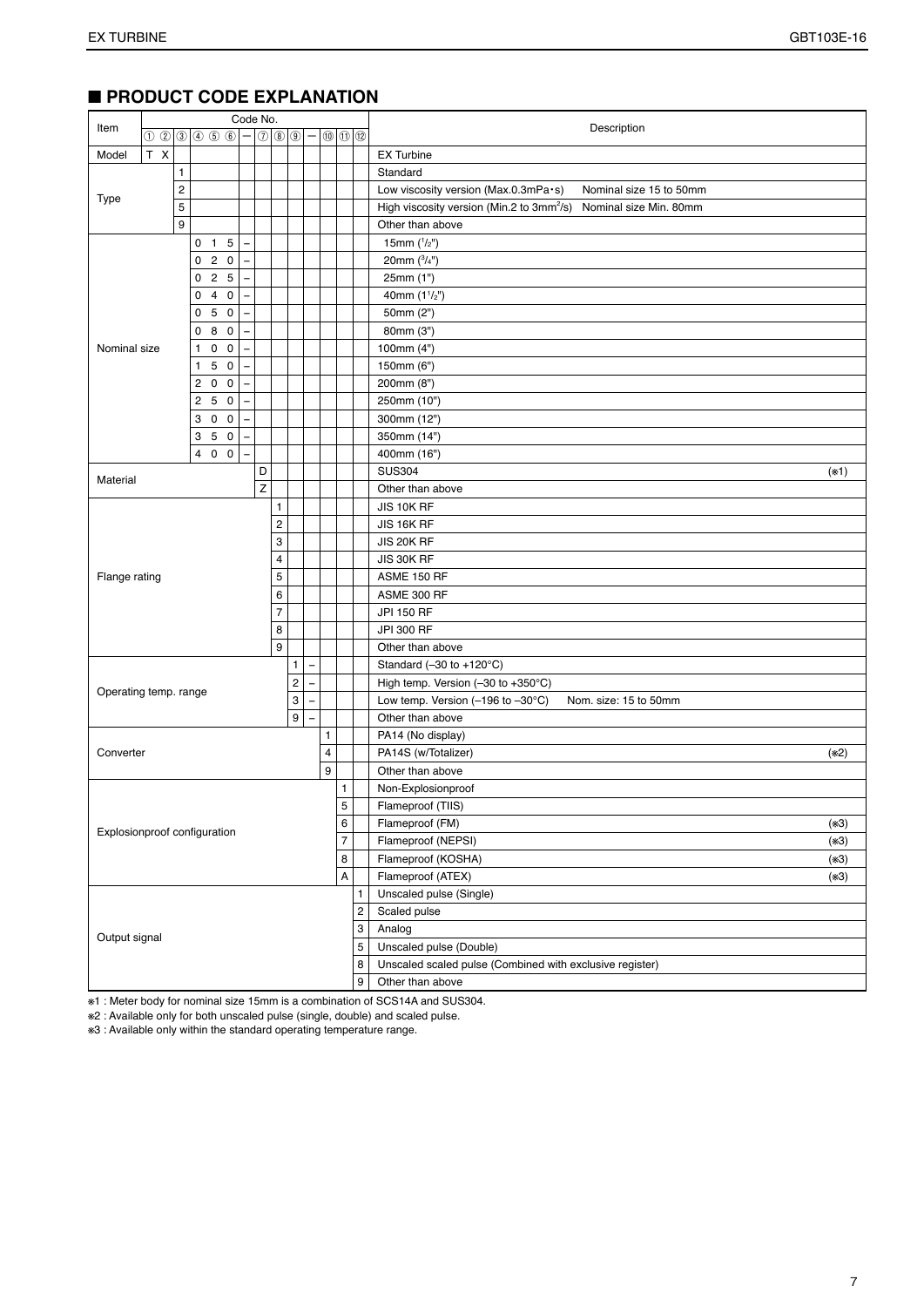## ■ PRODUCT CODE EXPLANATION

| Item | ① | ② | ③ | ④ | ⑤ | ⑥ | — | ⑦ | ⑧ | ⑨ | — | ⑩ | ⑪ | ⑫ | Description |
|---|---|---|---|---|---|---|---|---|---|---|---|---|---|---|---|
| Model | T | X | | | | | | | | | | | | | EX Turbine |
| Type | | | 1 | | | | | | | | | | | | Standard |
| | | | 2 | | | | | | | | | | | | Low viscosity version (Max.0.3mPa•s) Nominal size 15 to 50mm |
| | | | 5 | | | | | | | | | | | | High viscosity version (Min.2 to 3mm²/s) Nominal size Min. 80mm |
| | | | 9 | | | | | | | | | | | | Other than above |
| Nominal size | | | | 0 | 1 | 5 | – | | | | | | | | 15mm (1/2") |
| | | | | 0 | 2 | 0 | – | | | | | | | | 20mm (3/4") |
| | | | | 0 | 2 | 5 | – | | | | | | | | 25mm (1") |
| | | | | 0 | 4 | 0 | – | | | | | | | | 40mm (1 1/2") |
| | | | | 0 | 5 | 0 | – | | | | | | | | 50mm (2") |
| | | | | 0 | 8 | 0 | – | | | | | | | | 80mm (3") |
| | | | | 1 | 0 | 0 | – | | | | | | | | 100mm (4") |
| | | | | 1 | 5 | 0 | – | | | | | | | | 150mm (6") |
| | | | | 2 | 0 | 0 | – | | | | | | | | 200mm (8") |
| | | | | 2 | 5 | 0 | – | | | | | | | | 250mm (10") |
| | | | | 3 | 0 | 0 | – | | | | | | | | 300mm (12") |
| | | | | 3 | 5 | 0 | – | | | | | | | | 350mm (14") |
| | | | | 4 | 0 | 0 | – | | | | | | | | 400mm (16") |
| Material | | | | | | | | D | | | | | | | SUS304 (※1) |
| | | | | | | | | Z | | | | | | | Other than above |
| Flange rating | | | | | | | | | 1 | | | | | | JIS 10K RF |
| | | | | | | | | | 2 | | | | | | JIS 16K RF |
| | | | | | | | | | 3 | | | | | | JIS 20K RF |
| | | | | | | | | | 4 | | | | | | JIS 30K RF |
| | | | | | | | | | 5 | | | | | | ASME 150 RF |
| | | | | | | | | | 6 | | | | | | ASME 300 RF |
| | | | | | | | | | 7 | | | | | | JPI 150 RF |
| | | | | | | | | | 8 | | | | | | JPI 300 RF |
| | | | | | | | | | 9 | | | | | | Other than above |
| Operating temp. range | | | | | | | | | | 1 | – | | | | Standard (–30 to +120°C) |
| | | | | | | | | | | 2 | – | | | | High temp. Version (–30 to +350°C) |
| | | | | | | | | | | 3 | – | | | | Low temp. Version (–196 to –30°C) Nom. size: 15 to 50mm |
| | | | | | | | | | | 9 | – | | | | Other than above |
| Converter | | | | | | | | | | | | 1 | | | PA14 (No display) |
| | | | | | | | | | | | | 4 | | | PA14S (w/Totalizer) (※2) |
| | | | | | | | | | | | | 9 | | | Other than above |
| Explosionproof configuration | | | | | | | | | | | | | 1 | | Non-Explosionproof |
| | | | | | | | | | | | | | 5 | | Flameproof (TIIS) |
| | | | | | | | | | | | | | 6 | | Flameproof (FM) (※3) |
| | | | | | | | | | | | | | 7 | | Flameproof (NEPSI) (※3) |
| | | | | | | | | | | | | | 8 | | Flameproof (KOSHA) (※3) |
| | | | | | | | | | | | | | A | | Flameproof (ATEX) (※3) |
| Output signal | | | | | | | | | | | | | | 1 | Unscaled pulse (Single) |
| | | | | | | | | | | | | | | 2 | Scaled pulse |
| | | | | | | | | | | | | | | 3 | Analog |
| | | | | | | | | | | | | | | 5 | Unscaled pulse (Double) |
| | | | | | | | | | | | | | | 8 | Unscaled scaled pulse (Combined with exclusive register) |
| | | | | | | | | | | | | | | 9 | Other than above |

※1 : Meter body for nominal size 15mm is a combination of SCS14A and SUS304.
※2 : Available only for both unscaled pulse (single, double) and scaled pulse.
※3 : Available only within the standard operating temperature range.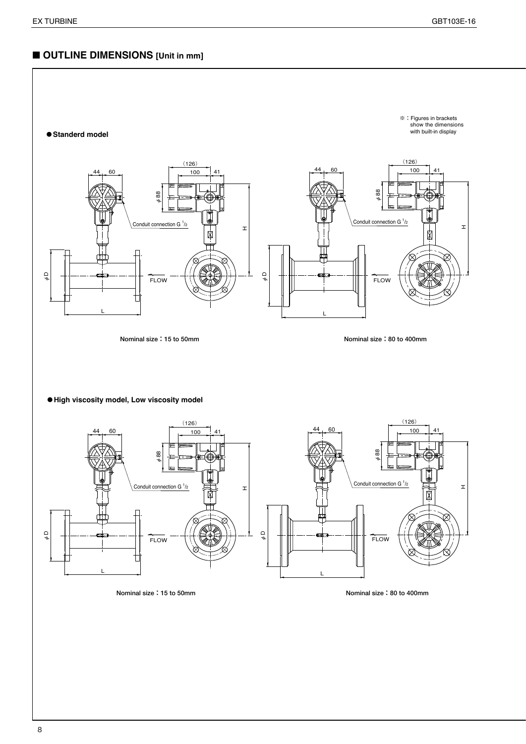## ■ OUTLINE DIMENSIONS [Unit in mm]

※ : Figures in brackets show the dimensions with built-in display

### ● Standerd model

(126)
44 60 100 41
φ88
Conduit connection G 1/2
H
φD
FLOW
L

Nominal size : 15 to 50mm

(126)
44 60 100 41
φ88
Conduit connection G 1/2
H
φD
FLOW
L

Nominal size : 80 to 400mm

### ● High viscosity model, Low viscosity model

(126)
44 60 100 41
φ88
Conduit connection G 1/2
H
φD
FLOW
L

Nominal size : 15 to 50mm

(126)
44 60 100 41
φ88
Conduit connection G 1/2
H
φD
FLOW
L

Nominal size : 80 to 400mm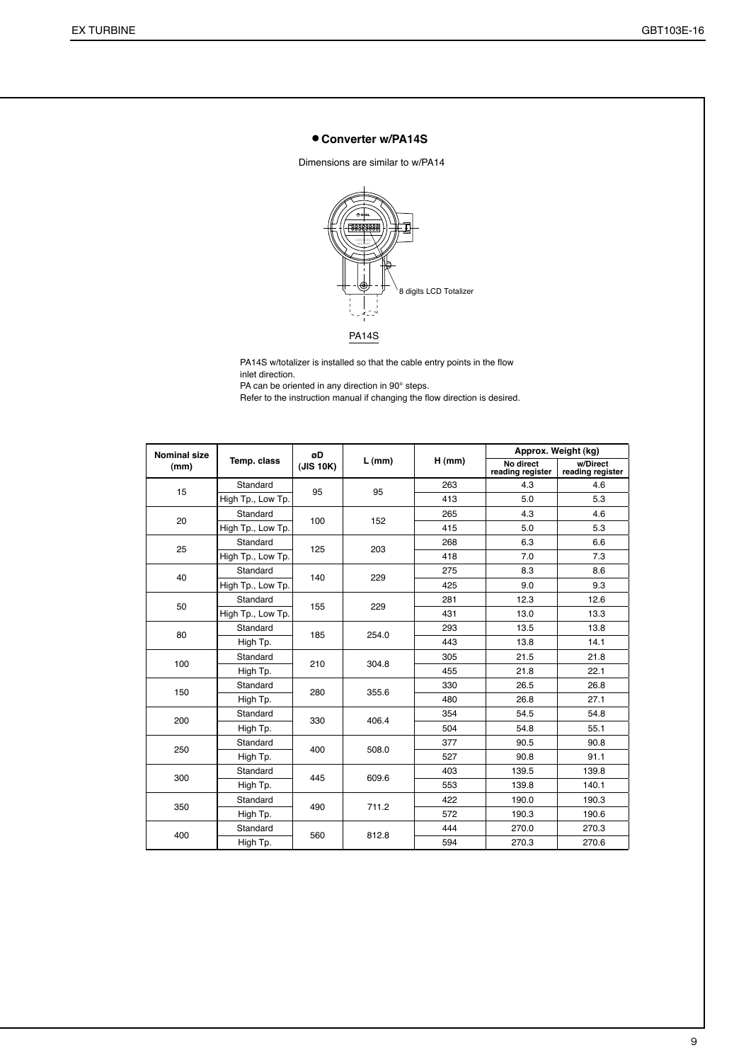## ● Converter w/PA14S

Dimensions are similar to w/PA14

8 digits LCD Totalizer

PA14S

PA14S w/totalizer is installed so that the cable entry points in the flow inlet direction.
PA can be oriented in any direction in 90° steps.
Refer to the instruction manual if changing the flow direction is desired.

| Nominal size (mm) | Temp. class | øD (JIS 10K) | L (mm) | H (mm) | Approx. Weight (kg) | |
|---|---|---|---|---|---|---|
| | | | | | No direct reading register | w/Direct reading register |
| 15 | Standard | 95 | 95 | 263 | 4.3 | 4.6 |
| | High Tp., Low Tp. | | | 413 | 5.0 | 5.3 |
| 20 | Standard | 100 | 152 | 265 | 4.3 | 4.6 |
| | High Tp., Low Tp. | | | 415 | 5.0 | 5.3 |
| 25 | Standard | 125 | 203 | 268 | 6.3 | 6.6 |
| | High Tp., Low Tp. | | | 418 | 7.0 | 7.3 |
| 40 | Standard | 140 | 229 | 275 | 8.3 | 8.6 |
| | High Tp., Low Tp. | | | 425 | 9.0 | 9.3 |
| 50 | Standard | 155 | 229 | 281 | 12.3 | 12.6 |
| | High Tp., Low Tp. | | | 431 | 13.0 | 13.3 |
| 80 | Standard | 185 | 254.0 | 293 | 13.5 | 13.8 |
| | High Tp. | | | 443 | 13.8 | 14.1 |
| 100 | Standard | 210 | 304.8 | 305 | 21.5 | 21.8 |
| | High Tp. | | | 455 | 21.8 | 22.1 |
| 150 | Standard | 280 | 355.6 | 330 | 26.5 | 26.8 |
| | High Tp. | | | 480 | 26.8 | 27.1 |
| 200 | Standard | 330 | 406.4 | 354 | 54.5 | 54.8 |
| | High Tp. | | | 504 | 54.8 | 55.1 |
| 250 | Standard | 400 | 508.0 | 377 | 90.5 | 90.8 |
| | High Tp. | | | 527 | 90.8 | 91.1 |
| 300 | Standard | 445 | 609.6 | 403 | 139.5 | 139.8 |
| | High Tp. | | | 553 | 139.8 | 140.1 |
| 350 | Standard | 490 | 711.2 | 422 | 190.0 | 190.3 |
| | High Tp. | | | 572 | 190.3 | 190.6 |
| 400 | Standard | 560 | 812.8 | 444 | 270.0 | 270.3 |
| | High Tp. | | | 594 | 270.3 | 270.6 |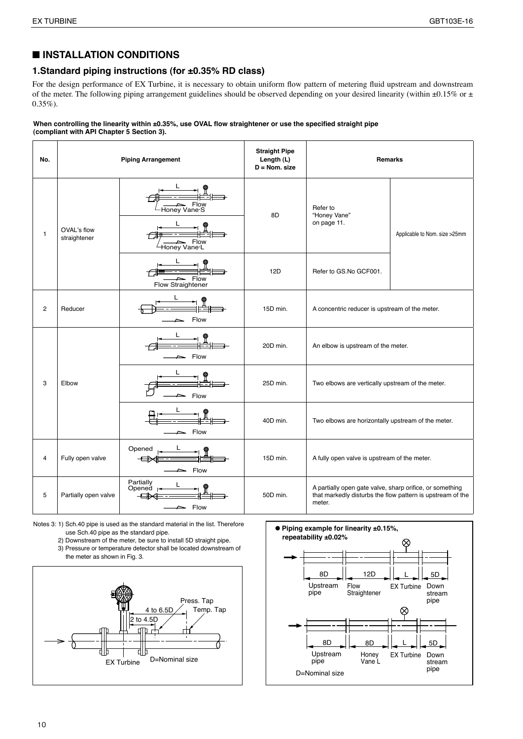## ■ INSTALLATION CONDITIONS

### 1.Standard piping instructions (for ±0.35% RD class)

For the design performance of EX Turbine, it is necessary to obtain uniform flow pattern of metering fluid upstream and downstream of the meter. The following piping arrangement guidelines should be observed depending on your desired linearity (within ±0.15% or ± 0.35%).

**When controlling the linearity within ±0.35%, use OVAL flow straightener or use the specified straight pipe (compliant with API Chapter 5 Section 3).**

| No. | Piping Arrangement | | Straight Pipe Length (L) D = Nom. size | Remarks | |
|---|---|---|---|---|---|
| 1 | OVAL's flow straightener | Honey Vane·S | 8D | Refer to "Honey Vane" on page 11. | Applicable to Nom. size >25mm |
| | | Honey Vane·L | | | |
| | | Flow Straightener | 12D | Refer to GS.No GCF001. | |
| 2 | Reducer | | 15D min. | A concentric reducer is upstream of the meter. | |
| 3 | Elbow | | 20D min. | An elbow is upstream of the meter. | |
| | | | 25D min. | Two elbows are vertically upstream of the meter. | |
| | | | 40D min. | Two elbows are horizontally upstream of the meter. | |
| 4 | Fully open valve | Opened | 15D min. | A fully open valve is upstream of the meter. | |
| 5 | Partially open valve | Partially Opened | 50D min. | A partially open gate valve, sharp orifice, or something that markedly disturbs the flow pattern is upstream of the meter. | |

Notes 3: 1) Sch.40 pipe is used as the standard material in the list. Therefore use Sch.40 pipe as the standard pipe.
2) Downstream of the meter, be sure to install 5D straight pipe.
3) Pressure or temperature detector shall be located downstream of the meter as shown in Fig. 3.

Press. Tap, Temp. Tap, 4 to 6.5D, 2 to 4.5D, EX Turbine, D=Nominal size

**● Piping example for linearity ±0.15%, repeatability ±0.02%**

Upstream pipe 8D – Flow Straightener 12D – EX Turbine L – Down stream pipe 5D

Upstream pipe 8D – Honey Vane L 8D – EX Turbine L – Down stream pipe 5D

D=Nominal size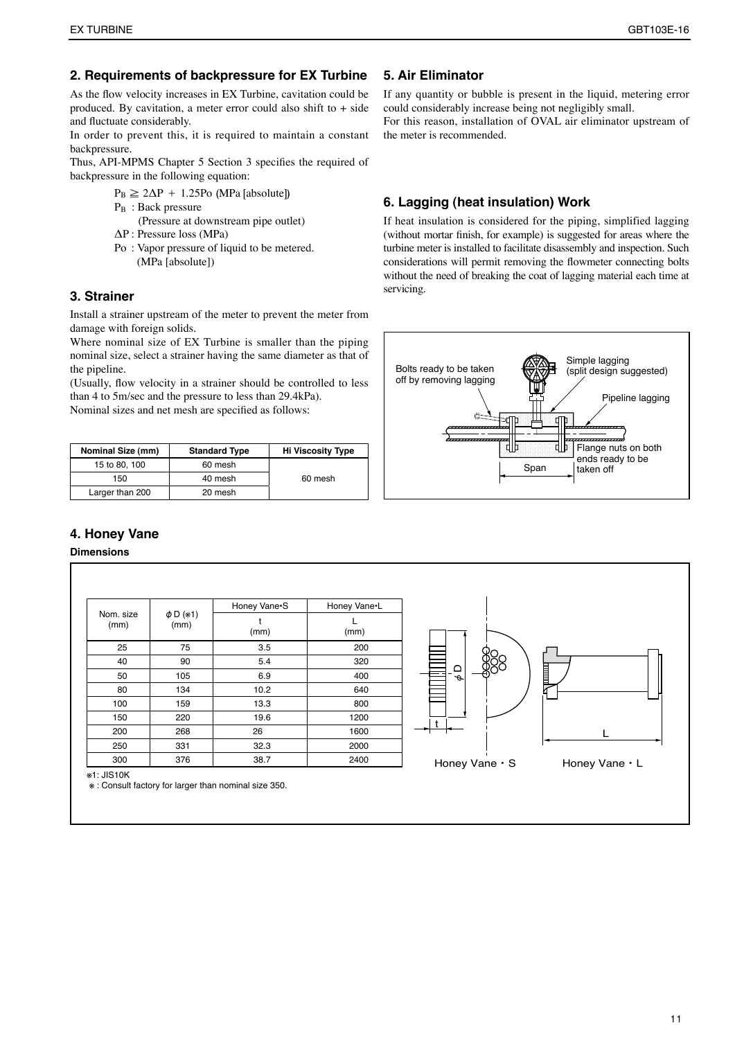## 2. Requirements of backpressure for EX Turbine

As the flow velocity increases in EX Turbine, cavitation could be produced. By cavitation, a meter error could also shift to + side and fluctuate considerably.

In order to prevent this, it is required to maintain a constant backpressure.

Thus, API-MPMS Chapter 5 Section 3 specifies the required of backpressure in the following equation:

$$P_B \geqq 2\Delta P + 1.25Po \text{ (MPa [absolute])}$$

$P_B$ : Back pressure (Pressure at downstream pipe outlet)

$\Delta P$ : Pressure loss (MPa)

$Po$ : Vapor pressure of liquid to be metered. (MPa [absolute])

## 3. Strainer

Install a strainer upstream of the meter to prevent the meter from damage with foreign solids.

Where nominal size of EX Turbine is smaller than the piping nominal size, select a strainer having the same diameter as that of the pipeline.

(Usually, flow velocity in a strainer should be controlled to less than 4 to 5m/sec and the pressure to less than 29.4kPa).

Nominal sizes and net mesh are specified as follows:

| Nominal Size (mm) | Standard Type | Hi Viscosity Type |
|---|---|---|
| 15 to 80, 100 | 60 mesh | 60 mesh |
| 150 | 40 mesh | |
| Larger than 200 | 20 mesh | |

## 4. Honey Vane

**Dimensions**

| Nom. size (mm) | ϕD (※1) (mm) | Honey Vane•S t (mm) | Honey Vane•L L (mm) |
|---|---|---|---|
| 25 | 75 | 3.5 | 200 |
| 40 | 90 | 5.4 | 320 |
| 50 | 105 | 6.9 | 400 |
| 80 | 134 | 10.2 | 640 |
| 100 | 159 | 13.3 | 800 |
| 150 | 220 | 19.6 | 1200 |
| 200 | 268 | 26 | 1600 |
| 250 | 331 | 32.3 | 2000 |
| 300 | 376 | 38.7 | 2400 |

※1: JIS10K

※: Consult factory for larger than nominal size 350.

Honey Vane・S Honey Vane・L

## 5. Air Eliminator

If any quantity or bubble is present in the liquid, metering error could considerably increase being not negligibly small.

For this reason, installation of OVAL air eliminator upstream of the meter is recommended.

## 6. Lagging (heat insulation) Work

If heat insulation is considered for the piping, simplified lagging (without mortar finish, for example) is suggested for areas where the turbine meter is installed to facilitate disassembly and inspection. Such considerations will permit removing the flowmeter connecting bolts without the need of breaking the coat of lagging material each time at servicing.

Bolts ready to be taken off by removing lagging

Simple lagging (split design suggested)

Pipeline lagging

Flange nuts on both ends ready to be taken off

Span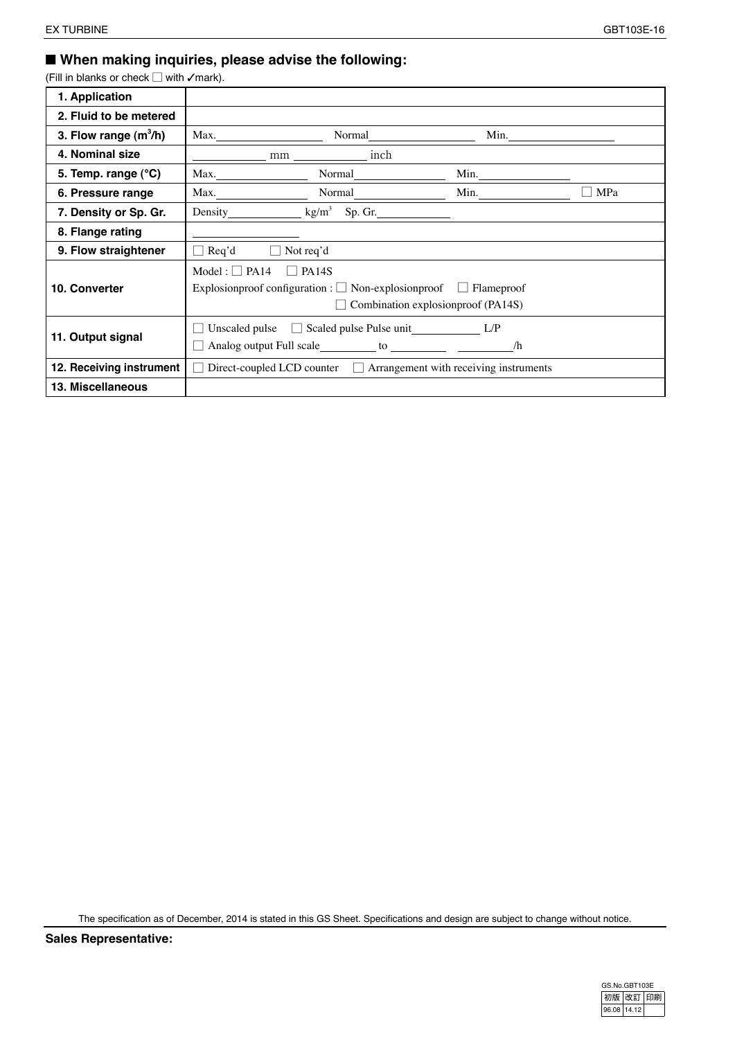## ■ When making inquiries, please advise the following:

(Fill in blanks or check ☐ with ✓mark).

| | |
|---|---|
| **1. Application** | |
| **2. Fluid to be metered** | |
| **3. Flow range ($m^3$/h)** | Max.________ Normal________ Min.________ |
| **4. Nominal size** | ________ mm ________ inch |
| **5. Temp. range (°C)** | Max.________ Normal________ Min.________ |
| **6. Pressure range** | Max.________ Normal________ Min.________ ☐ MPa |
| **7. Density or Sp. Gr.** | Density________ $kg/m^3$ Sp. Gr.________ |
| **8. Flange rating** | ________ |
| **9. Flow straightener** | ☐ Req'd ☐ Not req'd |
| **10. Converter** | Model : ☐ PA14 ☐ PA14S<br>Explosionproof configuration : ☐ Non-explosionproof ☐ Flameproof<br>☐ Combination explosionproof (PA14S) |
| **11. Output signal** | ☐ Unscaled pulse ☐ Scaled pulse Pulse unit________ L/P<br>☐ Analog output Full scale________ to ________ ________/h |
| **12. Receiving instrument** | ☐ Direct-coupled LCD counter ☐ Arrangement with receiving instruments |
| **13. Miscellaneous** | |

The specification as of December, 2014 is stated in this GS Sheet. Specifications and design are subject to change without notice.

**Sales Representative:**

GS.No.GBT103E

| 初版 | 改訂 | 印刷 |
|---|---|---|
| 96.08 | 14.12 | |